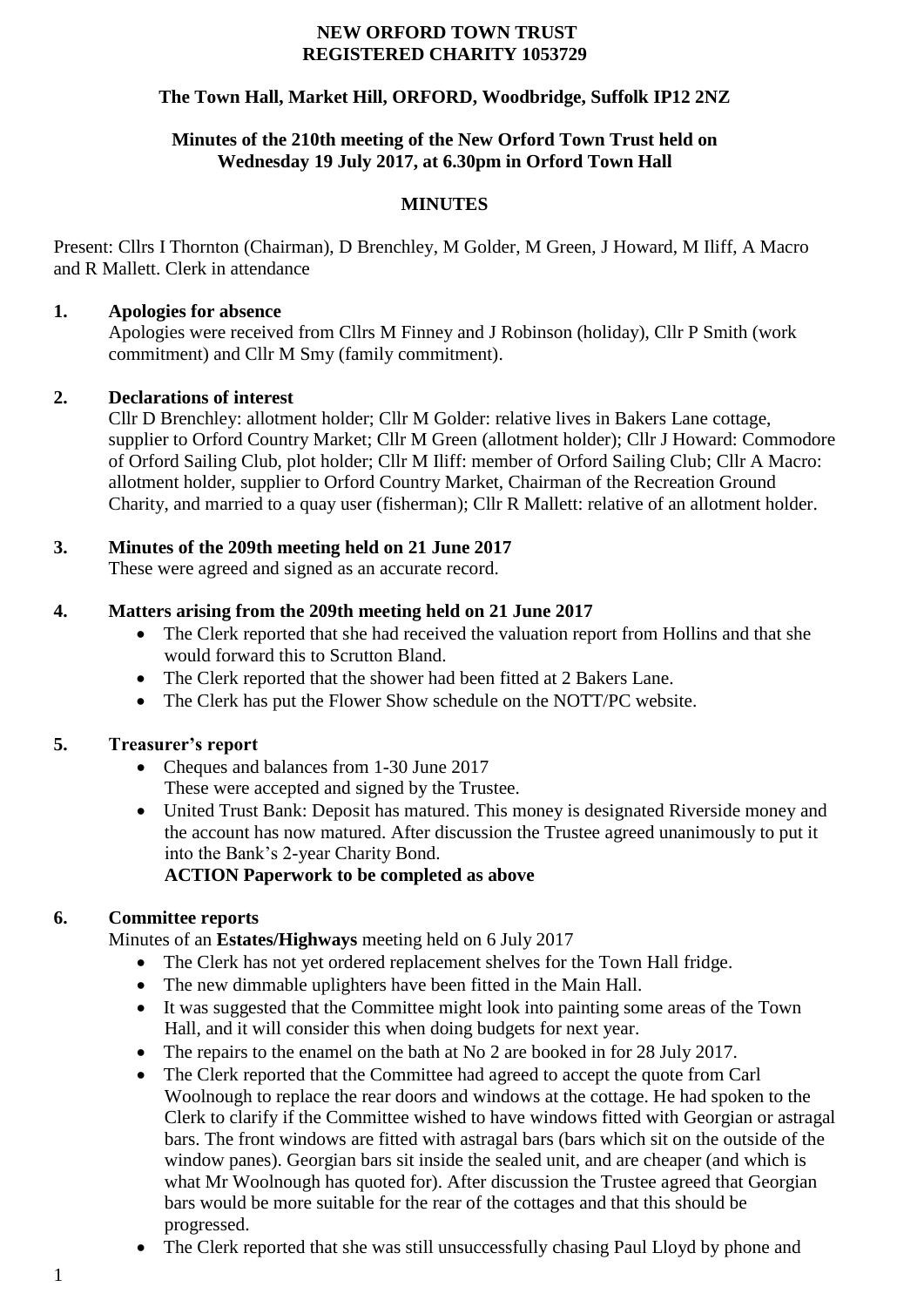**NEW ORFORD TOWN TRUST**
**REGISTERED CHARITY 1053729**

**The Town Hall, Market Hill, ORFORD, Woodbridge, Suffolk IP12 2NZ**

**Minutes of the 210th meeting of the New Orford Town Trust held on Wednesday 19 July 2017, at 6.30pm in Orford Town Hall**

**MINUTES**

Present: Cllrs I Thornton (Chairman), D Brenchley, M Golder, M Green, J Howard, M Iliff, A Macro and R Mallett. Clerk in attendance

## 1. Apologies for absence

Apologies were received from Cllrs M Finney and J Robinson (holiday), Cllr P Smith (work commitment) and Cllr M Smy (family commitment).

## 2. Declarations of interest

Cllr D Brenchley: allotment holder; Cllr M Golder: relative lives in Bakers Lane cottage, supplier to Orford Country Market; Cllr M Green (allotment holder); Cllr J Howard: Commodore of Orford Sailing Club, plot holder; Cllr M Iliff: member of Orford Sailing Club; Cllr A Macro: allotment holder, supplier to Orford Country Market, Chairman of the Recreation Ground Charity, and married to a quay user (fisherman); Cllr R Mallett: relative of an allotment holder.

## 3. Minutes of the 209th meeting held on 21 June 2017

These were agreed and signed as an accurate record.

## 4. Matters arising from the 209th meeting held on 21 June 2017

- The Clerk reported that she had received the valuation report from Hollins and that she would forward this to Scrutton Bland.
- The Clerk reported that the shower had been fitted at 2 Bakers Lane.
- The Clerk has put the Flower Show schedule on the NOTT/PC website.

## 5. Treasurer's report

- Cheques and balances from 1-30 June 2017
  These were accepted and signed by the Trustee.
- United Trust Bank: Deposit has matured. This money is designated Riverside money and the account has now matured. After discussion the Trustee agreed unanimously to put it into the Bank's 2-year Charity Bond.
  **ACTION Paperwork to be completed as above**

## 6. Committee reports

Minutes of an **Estates/Highways** meeting held on 6 July 2017

- The Clerk has not yet ordered replacement shelves for the Town Hall fridge.
- The new dimmable uplighters have been fitted in the Main Hall.
- It was suggested that the Committee might look into painting some areas of the Town Hall, and it will consider this when doing budgets for next year.
- The repairs to the enamel on the bath at No 2 are booked in for 28 July 2017.
- The Clerk reported that the Committee had agreed to accept the quote from Carl Woolnough to replace the rear doors and windows at the cottage. He had spoken to the Clerk to clarify if the Committee wished to have windows fitted with Georgian or astragal bars. The front windows are fitted with astragal bars (bars which sit on the outside of the window panes). Georgian bars sit inside the sealed unit, and are cheaper (and which is what Mr Woolnough has quoted for). After discussion the Trustee agreed that Georgian bars would be more suitable for the rear of the cottages and that this should be progressed.
- The Clerk reported that she was still unsuccessfully chasing Paul Lloyd by phone and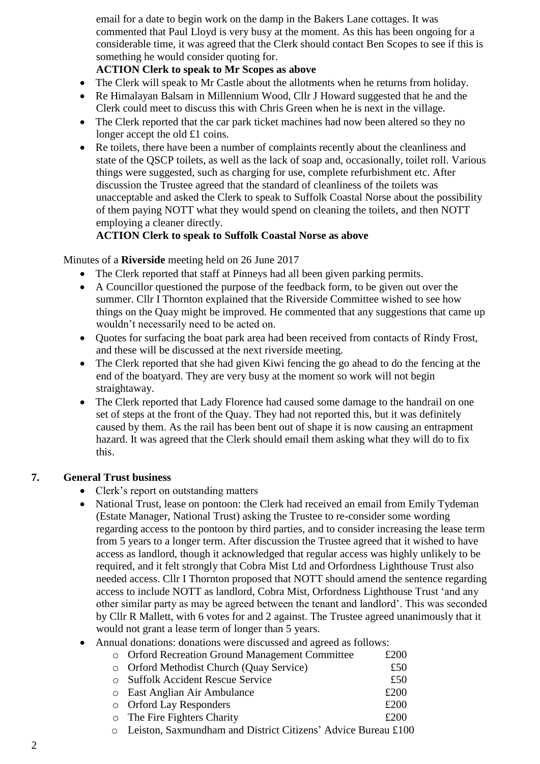email for a date to begin work on the damp in the Bakers Lane cottages. It was commented that Paul Lloyd is very busy at the moment. As this has been ongoing for a considerable time, it was agreed that the Clerk should contact Ben Scopes to see if this is something he would consider quoting for.

**ACTION Clerk to speak to Mr Scopes as above**

- The Clerk will speak to Mr Castle about the allotments when he returns from holiday.
- Re Himalayan Balsam in Millennium Wood, Cllr J Howard suggested that he and the Clerk could meet to discuss this with Chris Green when he is next in the village.
- The Clerk reported that the car park ticket machines had now been altered so they no longer accept the old £1 coins.
- Re toilets, there have been a number of complaints recently about the cleanliness and state of the QSCP toilets, as well as the lack of soap and, occasionally, toilet roll. Various things were suggested, such as charging for use, complete refurbishment etc. After discussion the Trustee agreed that the standard of cleanliness of the toilets was unacceptable and asked the Clerk to speak to Suffolk Coastal Norse about the possibility of them paying NOTT what they would spend on cleaning the toilets, and then NOTT employing a cleaner directly.

  **ACTION Clerk to speak to Suffolk Coastal Norse as above**

Minutes of a **Riverside** meeting held on 26 June 2017

- The Clerk reported that staff at Pinneys had all been given parking permits.
- A Councillor questioned the purpose of the feedback form, to be given out over the summer. Cllr I Thornton explained that the Riverside Committee wished to see how things on the Quay might be improved. He commented that any suggestions that came up wouldn't necessarily need to be acted on.
- Quotes for surfacing the boat park area had been received from contacts of Rindy Frost, and these will be discussed at the next riverside meeting.
- The Clerk reported that she had given Kiwi fencing the go ahead to do the fencing at the end of the boatyard. They are very busy at the moment so work will not begin straightaway.
- The Clerk reported that Lady Florence had caused some damage to the handrail on one set of steps at the front of the Quay. They had not reported this, but it was definitely caused by them. As the rail has been bent out of shape it is now causing an entrapment hazard. It was agreed that the Clerk should email them asking what they will do to fix this.

## 7. General Trust business

- Clerk's report on outstanding matters
- National Trust, lease on pontoon: the Clerk had received an email from Emily Tydeman (Estate Manager, National Trust) asking the Trustee to re-consider some wording regarding access to the pontoon by third parties, and to consider increasing the lease term from 5 years to a longer term. After discussion the Trustee agreed that it wished to have access as landlord, though it acknowledged that regular access was highly unlikely to be required, and it felt strongly that Cobra Mist Ltd and Orfordness Lighthouse Trust also needed access. Cllr I Thornton proposed that NOTT should amend the sentence regarding access to include NOTT as landlord, Cobra Mist, Orfordness Lighthouse Trust 'and any other similar party as may be agreed between the tenant and landlord'. This was seconded by Cllr R Mallett, with 6 votes for and 2 against. The Trustee agreed unanimously that it would not grant a lease term of longer than 5 years.
- Annual donations: donations were discussed and agreed as follows:
  - Orford Recreation Ground Management Committee £200
  - Orford Methodist Church (Quay Service) £50
  - Suffolk Accident Rescue Service £50
  - East Anglian Air Ambulance £200
  - Orford Lay Responders £200
  - The Fire Fighters Charity £200
  - Leiston, Saxmundham and District Citizens' Advice Bureau £100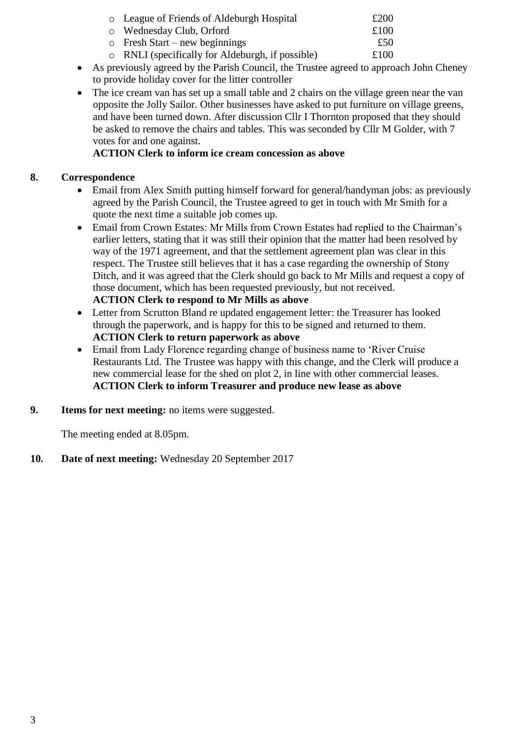- League of Friends of Aldeburgh Hospital £200
  - Wednesday Club, Orford £100
  - Fresh Start – new beginnings £50
  - RNLI (specifically for Aldeburgh, if possible) £100
- As previously agreed by the Parish Council, the Trustee agreed to approach John Cheney to provide holiday cover for the litter controller
- The ice cream van has set up a small table and 2 chairs on the village green near the van opposite the Jolly Sailor. Other businesses have asked to put furniture on village greens, and have been turned down. After discussion Cllr I Thornton proposed that they should be asked to remove the chairs and tables. This was seconded by Cllr M Golder, with 7 votes for and one against.
  **ACTION Clerk to inform ice cream concession as above**

**8. Correspondence**

- Email from Alex Smith putting himself forward for general/handyman jobs: as previously agreed by the Parish Council, the Trustee agreed to get in touch with Mr Smith for a quote the next time a suitable job comes up.
- Email from Crown Estates: Mr Mills from Crown Estates had replied to the Chairman's earlier letters, stating that it was still their opinion that the matter had been resolved by way of the 1971 agreement, and that the settlement agreement plan was clear in this respect. The Trustee still believes that it has a case regarding the ownership of Stony Ditch, and it was agreed that the Clerk should go back to Mr Mills and request a copy of those document, which has been requested previously, but not received.
  **ACTION Clerk to respond to Mr Mills as above**
- Letter from Scrutton Bland re updated engagement letter: the Treasurer has looked through the paperwork, and is happy for this to be signed and returned to them.
  **ACTION Clerk to return paperwork as above**
- Email from Lady Florence regarding change of business name to 'River Cruise Restaurants Ltd. The Trustee was happy with this change, and the Clerk will produce a new commercial lease for the shed on plot 2, in line with other commercial leases.
  **ACTION Clerk to inform Treasurer and produce new lease as above**

**9. Items for next meeting:** no items were suggested.

The meeting ended at 8.05pm.

**10. Date of next meeting:** Wednesday 20 September 2017